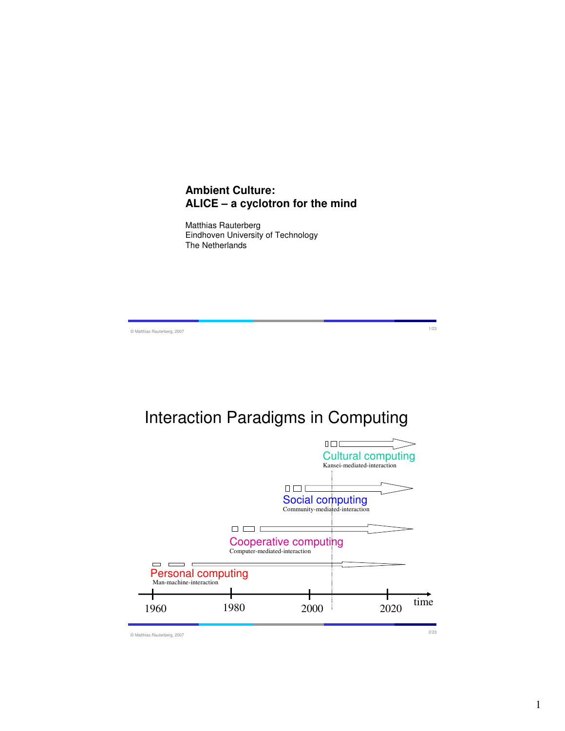# Ambient Culture:
# ALICE – a cyclotron for the mind

Matthias Rauterberg
Eindhoven University of Technology
The Netherlands

© Matthias Rauterberg, 2007

## Interaction Paradigms in Computing

Cultural computing
Kansei-mediated-interaction

Social computing
Community-mediated-interaction

Cooperative computing
Computer-mediated-interaction

Personal computing
Man-machine-interaction

1960 1980 2000 2020 time

© Matthias Rauterberg, 2007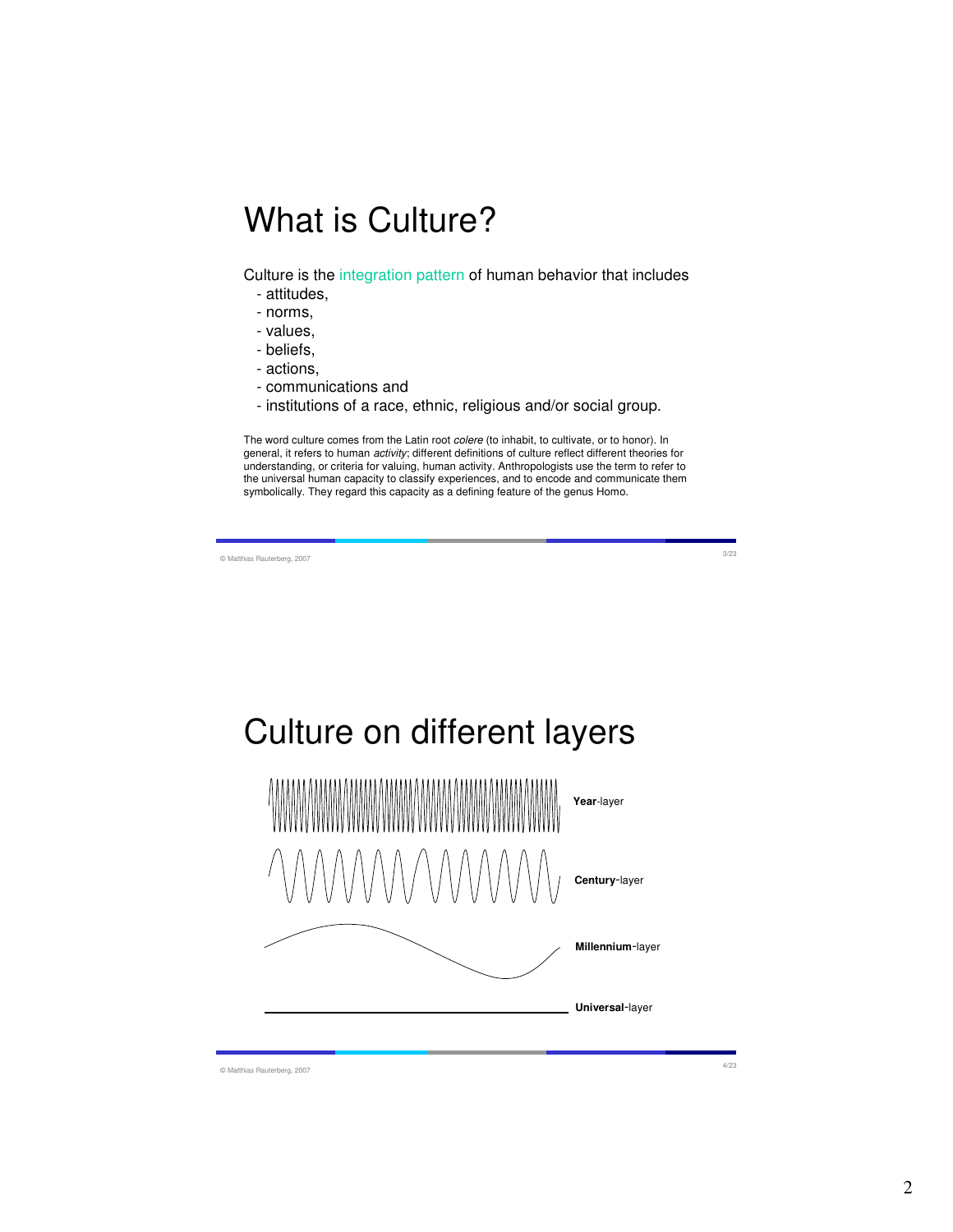# What is Culture?

Culture is the integration pattern of human behavior that includes

- attitudes,
- norms,
- values,
- beliefs,
- actions,
- communications and
- institutions of a race, ethnic, religious and/or social group.

The word culture comes from the Latin root *colere* (to inhabit, to cultivate, or to honor). In general, it refers to human *activity*; different definitions of culture reflect different theories for understanding, or criteria for valuing, human activity. Anthropologists use the term to refer to the universal human capacity to classify experiences, and to encode and communicate them symbolically. They regard this capacity as a defining feature of the genus Homo.

© Matthias Rauterberg, 2007

# Culture on different layers

**Year**-layer

**Century**-layer

**Millennium**-layer

**Universal**-layer

© Matthias Rauterberg, 2007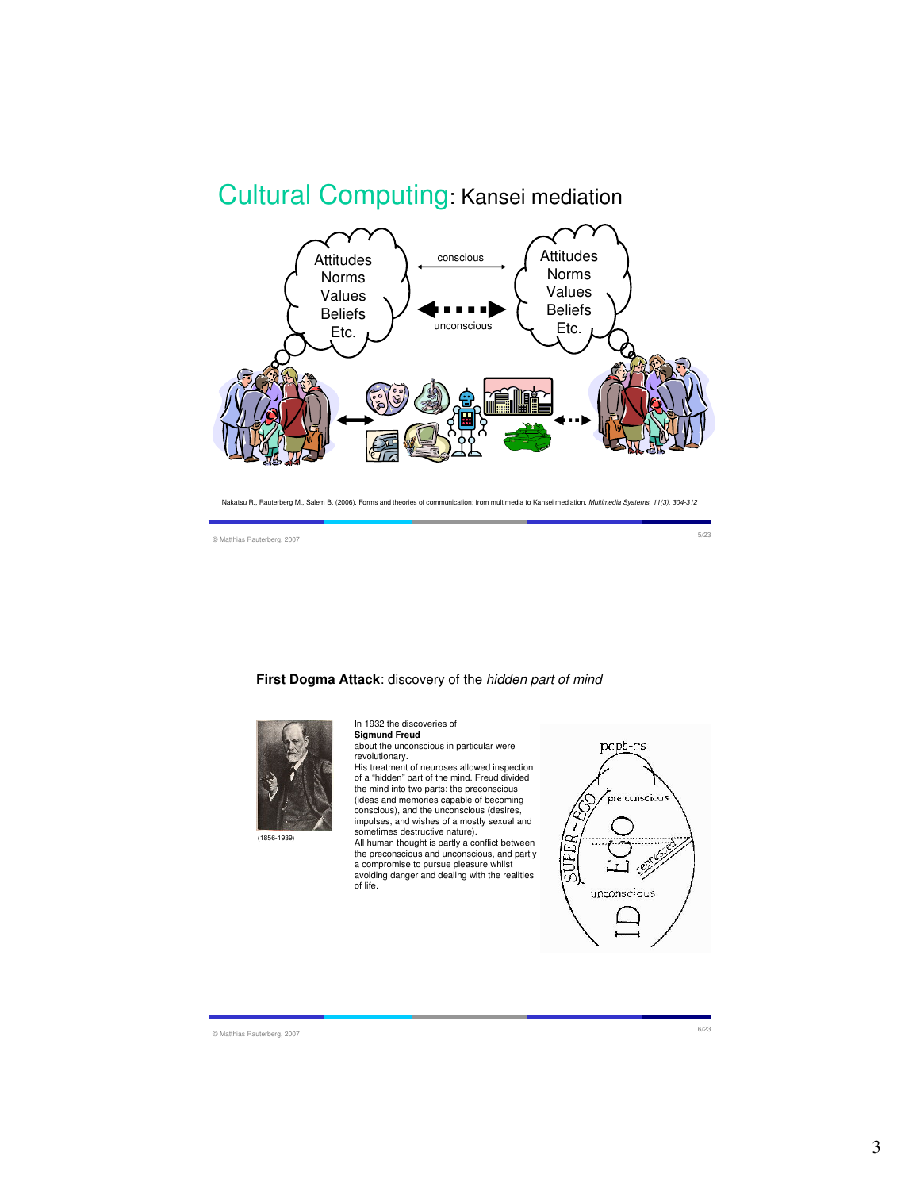## Cultural Computing: Kansei mediation

Attitudes
Norms
Values
Beliefs
Etc.

conscious

unconscious

Attitudes
Norms
Values
Beliefs
Etc.

Nakatsu R., Rauterberg M., Salem B. (2006). Forms and theories of communication: from multimedia to Kansei mediation. *Multimedia Systems, 11(3), 304-312*

© Matthias Rauterberg, 2007

## **First Dogma Attack**: discovery of the *hidden part of mind*

(1856-1939)

In 1932 the discoveries of **Sigmund Freud** about the unconscious in particular were revolutionary.
His treatment of neuroses allowed inspection of a "hidden" part of the mind. Freud divided the mind into two parts: the preconscious (ideas and memories capable of becoming conscious), and the unconscious (desires, impulses, and wishes of a mostly sexual and sometimes destructive nature).
All human thought is partly a conflict between the preconscious and unconscious, and partly a compromise to pursue pleasure whilst avoiding danger and dealing with the realities of life.

pcpt-cs
pre conscious
SUPER-EGO
EGO
repressed
unconscious
ID

© Matthias Rauterberg, 2007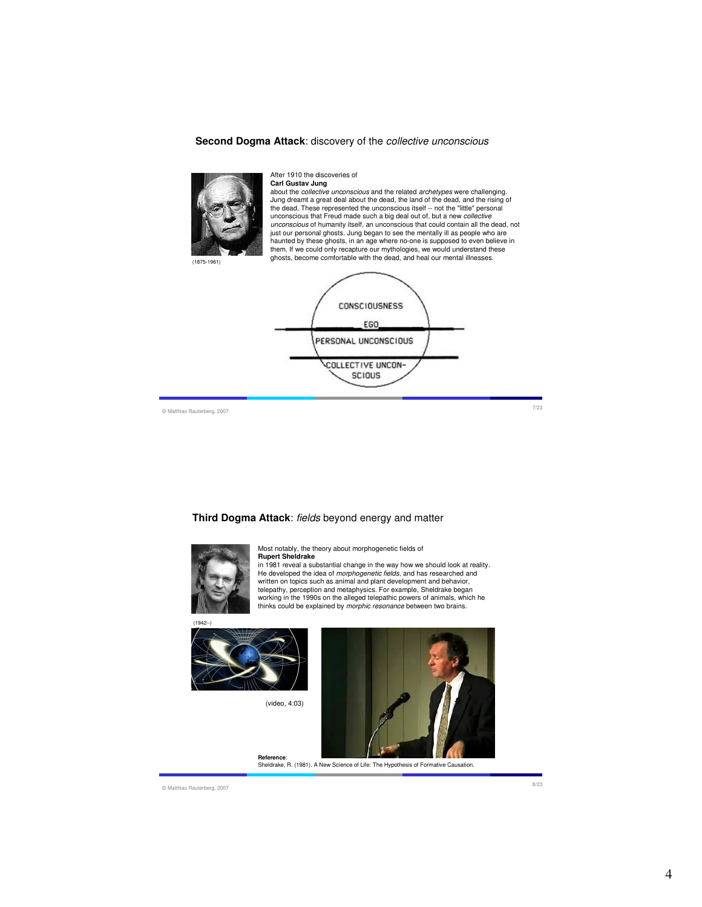## Second Dogma Attack: discovery of the *collective unconscious*

(1875-1961)

After 1910 the discoveries of
**Carl Gustav Jung**
about the *collective unconscious* and the related *archetypes* were challenging. Jung dreamt a great deal about the dead, the land of the dead, and the rising of the dead. These represented the unconscious itself -- not the "little" personal unconscious that Freud made such a big deal out of, but a new *collective unconscious* of humanity itself, an unconscious that could contain all the dead, not just our personal ghosts. Jung began to see the mentally ill as people who are haunted by these ghosts, in an age where no-one is supposed to even believe in them. If we could only recapture our mythologies, we would understand these ghosts, become comfortable with the dead, and heal our mental illnesses.

CONSCIOUSNESS

EGO

PERSONAL UNCONSCIOUS

COLLECTIVE UNCON-SCIOUS

© Matthias Rauterberg, 2007

## Third Dogma Attack: *fields* beyond energy and matter

Most notably, the theory about morphogenetic fields of
**Rupert Sheldrake**
in 1981 reveal a substantial change in the way how we should look at reality. He developed the idea of *morphogenetic fields*, and has researched and written on topics such as animal and plant development and behavior, telepathy, perception and metaphysics. For example, Sheldrake began working in the 1990s on the alleged telepathic powers of animals, which he thinks could be explained by *morphic resonance* between two brains.

(1942--)

(video, 4:03)

**Reference**:
Sheldrake, R. (1981). A New Science of Life: The Hypothesis of Formative Causation.

© Matthias Rauterberg, 2007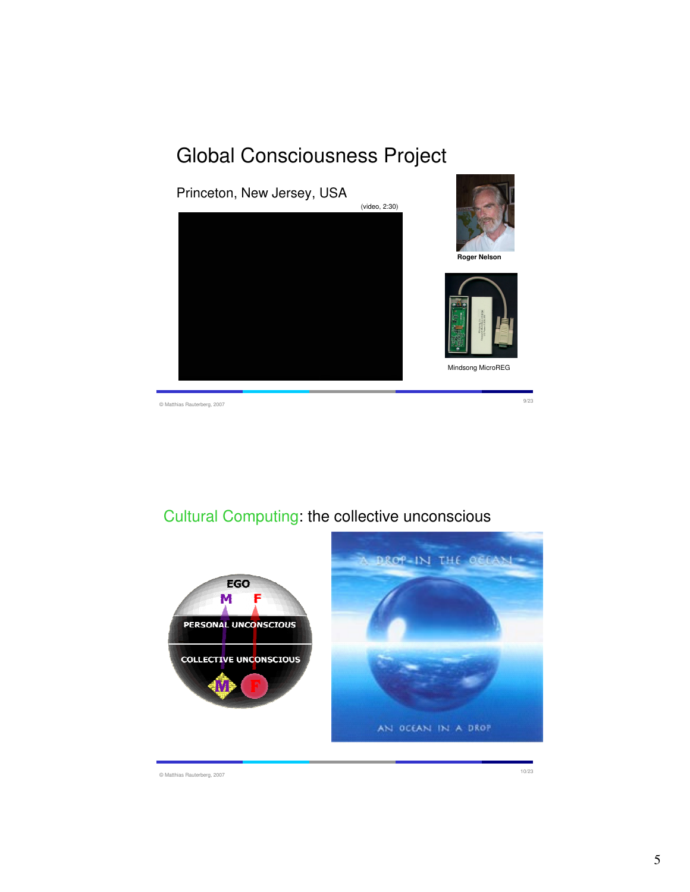# Global Consciousness Project

Princeton, New Jersey, USA

(video, 2:30)

Roger Nelson

Mindsong MicroREG

# Cultural Computing: the collective unconscious

EGO

M F

PERSONAL UNCONSCIOUS

COLLECTIVE UNCONSCIOUS

M F

A DROP IN THE OCEAN

AN OCEAN IN A DROP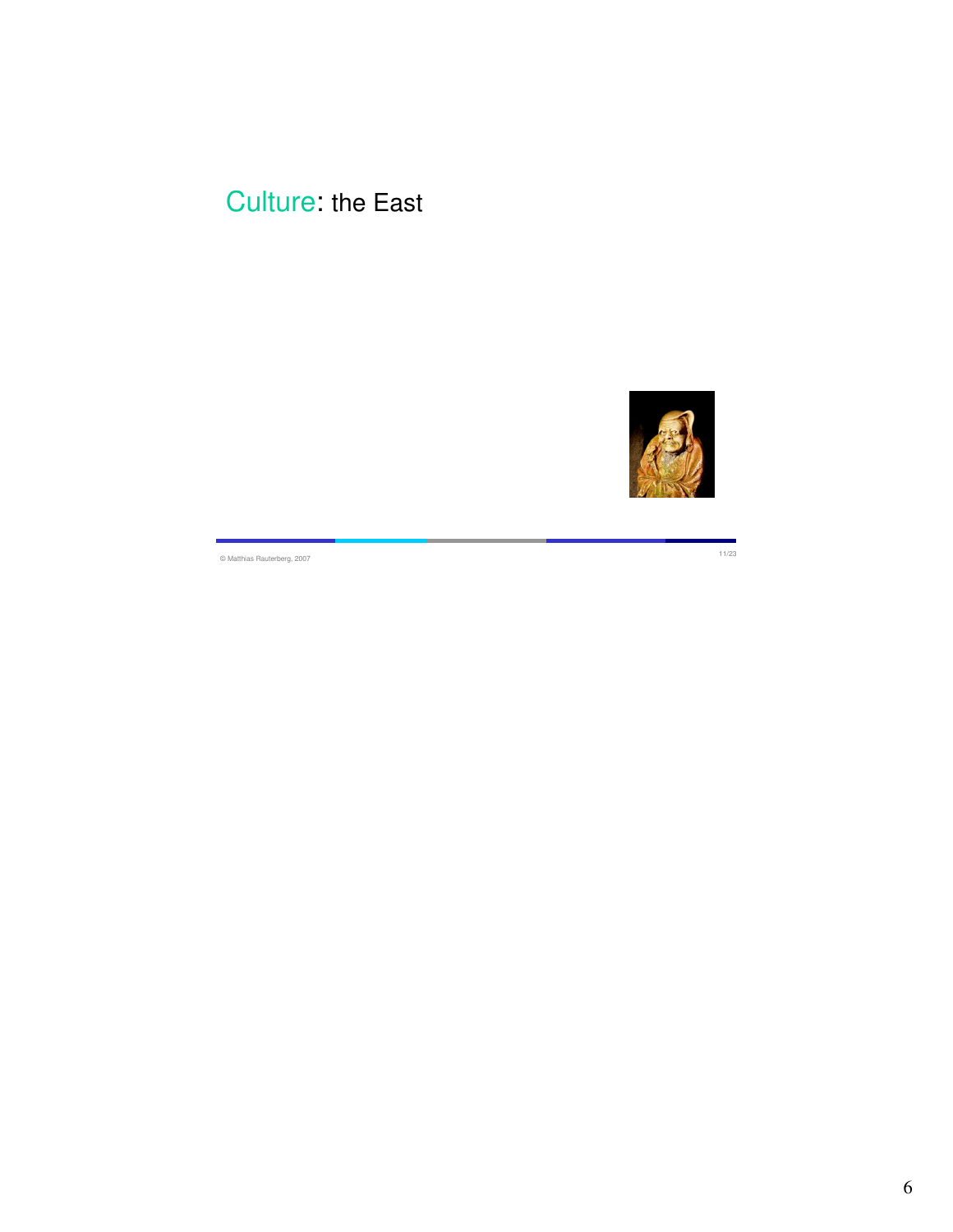## Culture: the East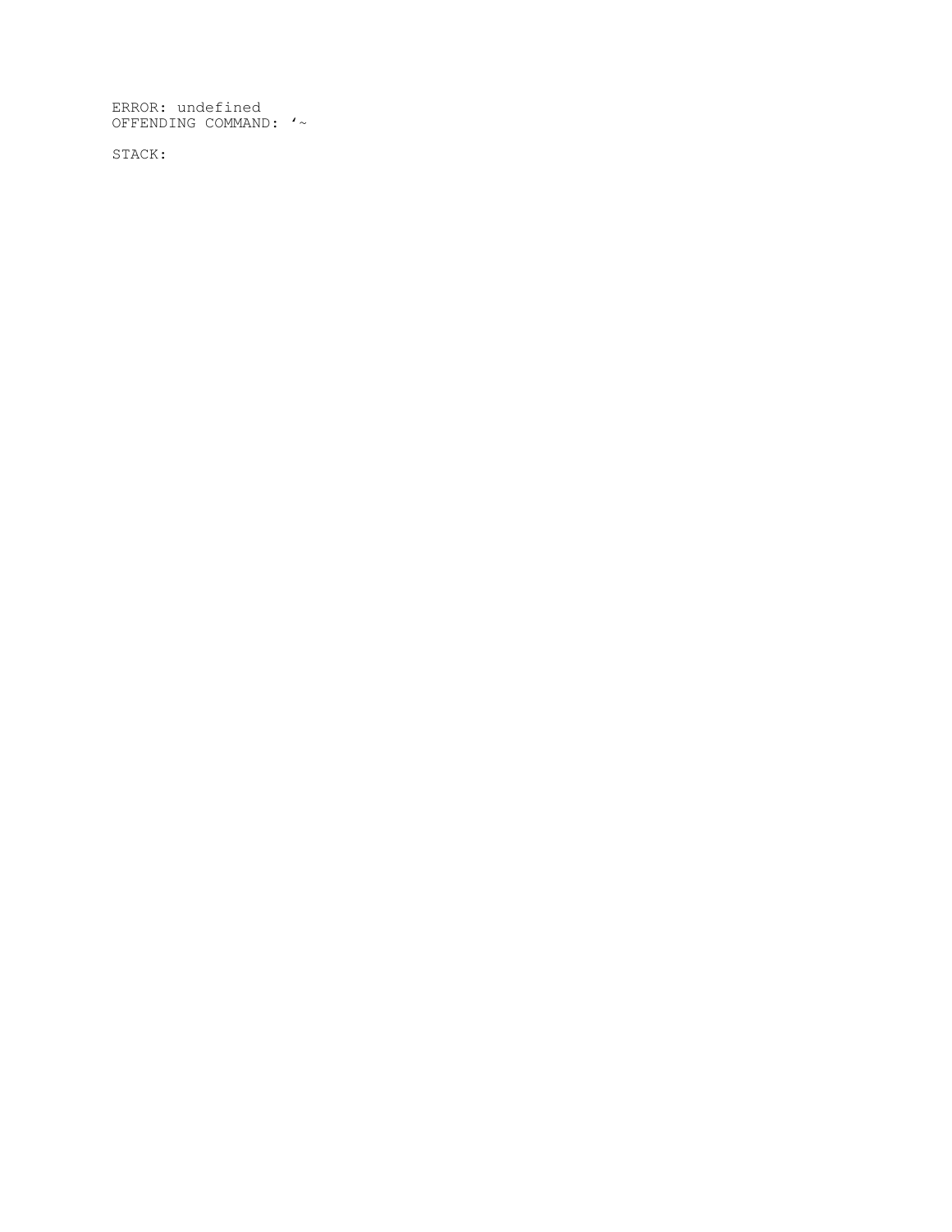```
ERROR: undefined
OFFENDING COMMAND: '~

STACK:
```